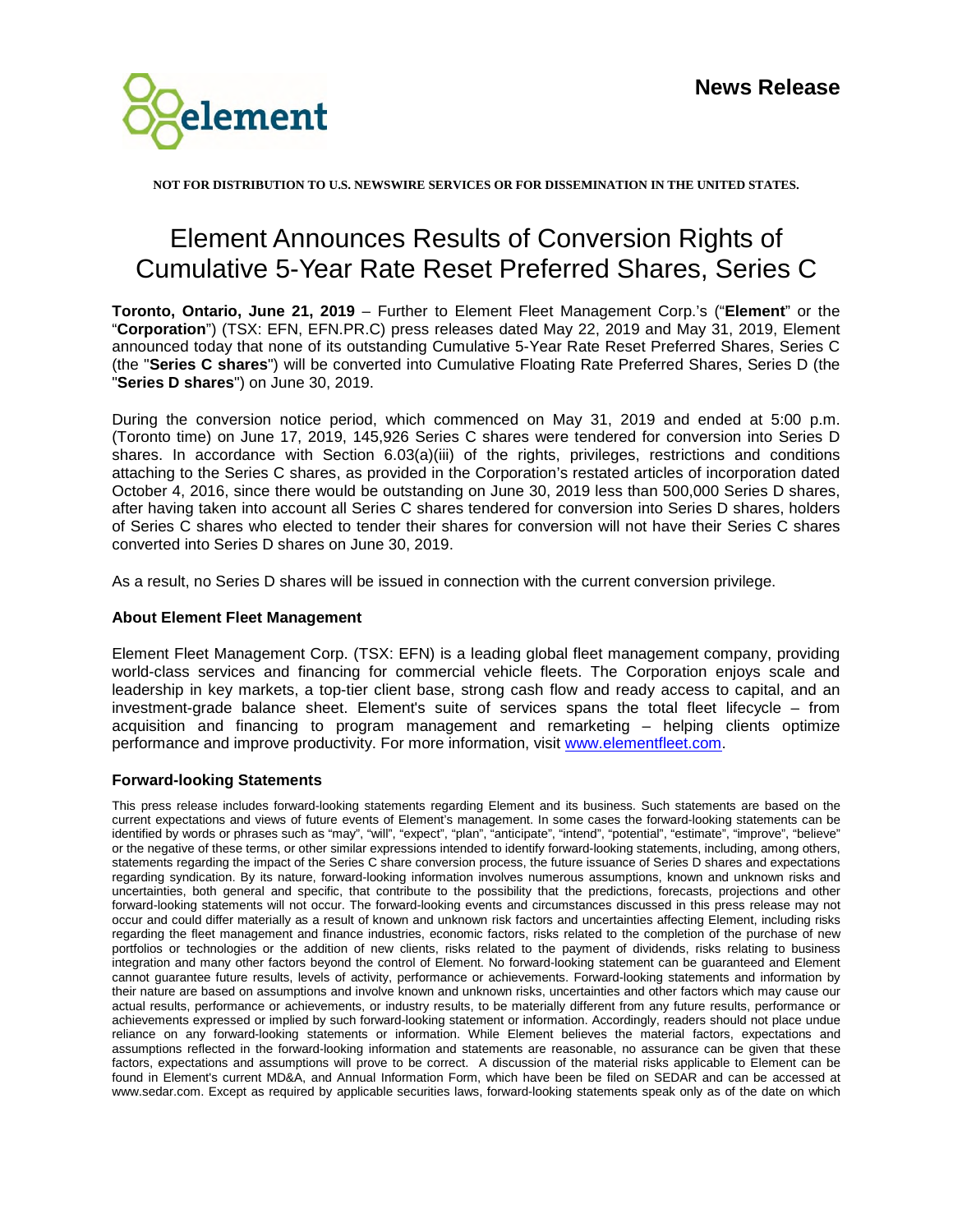**News Release**

**NOT FOR DISTRIBUTION TO U.S. NEWSWIRE SERVICES OR FOR DISSEMINATION IN THE UNITED STATES.**

# Element Announces Results of Conversion Rights of Cumulative 5-Year Rate Reset Preferred Shares, Series C

**Toronto, Ontario, June 21, 2019** – Further to Element Fleet Management Corp.'s ("**Element**" or the "**Corporation**") (TSX: EFN, EFN.PR.C) press releases dated May 22, 2019 and May 31, 2019, Element announced today that none of its outstanding Cumulative 5-Year Rate Reset Preferred Shares, Series C (the "**Series C shares**") will be converted into Cumulative Floating Rate Preferred Shares, Series D (the "**Series D shares**") on June 30, 2019.

During the conversion notice period, which commenced on May 31, 2019 and ended at 5:00 p.m. (Toronto time) on June 17, 2019, 145,926 Series C shares were tendered for conversion into Series D shares. In accordance with Section 6.03(a)(iii) of the rights, privileges, restrictions and conditions attaching to the Series C shares, as provided in the Corporation's restated articles of incorporation dated October 4, 2016, since there would be outstanding on June 30, 2019 less than 500,000 Series D shares, after having taken into account all Series C shares tendered for conversion into Series D shares, holders of Series C shares who elected to tender their shares for conversion will not have their Series C shares converted into Series D shares on June 30, 2019.

As a result, no Series D shares will be issued in connection with the current conversion privilege.

### About Element Fleet Management

Element Fleet Management Corp. (TSX: EFN) is a leading global fleet management company, providing world-class services and financing for commercial vehicle fleets. The Corporation enjoys scale and leadership in key markets, a top-tier client base, strong cash flow and ready access to capital, and an investment-grade balance sheet. Element's suite of services spans the total fleet lifecycle – from acquisition and financing to program management and remarketing – helping clients optimize performance and improve productivity. For more information, visit www.elementfleet.com.

### Forward-looking Statements

This press release includes forward-looking statements regarding Element and its business. Such statements are based on the current expectations and views of future events of Element's management. In some cases the forward-looking statements can be identified by words or phrases such as "may", "will", "expect", "plan", "anticipate", "intend", "potential", "estimate", "improve", "believe" or the negative of these terms, or other similar expressions intended to identify forward-looking statements, including, among others, statements regarding the impact of the Series C share conversion process, the future issuance of Series D shares and expectations regarding syndication. By its nature, forward-looking information involves numerous assumptions, known and unknown risks and uncertainties, both general and specific, that contribute to the possibility that the predictions, forecasts, projections and other forward-looking statements will not occur. The forward-looking events and circumstances discussed in this press release may not occur and could differ materially as a result of known and unknown risk factors and uncertainties affecting Element, including risks regarding the fleet management and finance industries, economic factors, risks related to the completion of the purchase of new portfolios or technologies or the addition of new clients, risks related to the payment of dividends, risks relating to business integration and many other factors beyond the control of Element. No forward-looking statement can be guaranteed and Element cannot guarantee future results, levels of activity, performance or achievements. Forward-looking statements and information by their nature are based on assumptions and involve known and unknown risks, uncertainties and other factors which may cause our actual results, performance or achievements, or industry results, to be materially different from any future results, performance or achievements expressed or implied by such forward-looking statement or information. Accordingly, readers should not place undue reliance on any forward-looking statements or information. While Element believes the material factors, expectations and assumptions reflected in the forward-looking information and statements are reasonable, no assurance can be given that these factors, expectations and assumptions will prove to be correct. A discussion of the material risks applicable to Element can be found in Element's current MD&A, and Annual Information Form, which have been filed on SEDAR and can be accessed at www.sedar.com. Except as required by applicable securities laws, forward-looking statements speak only as of the date on which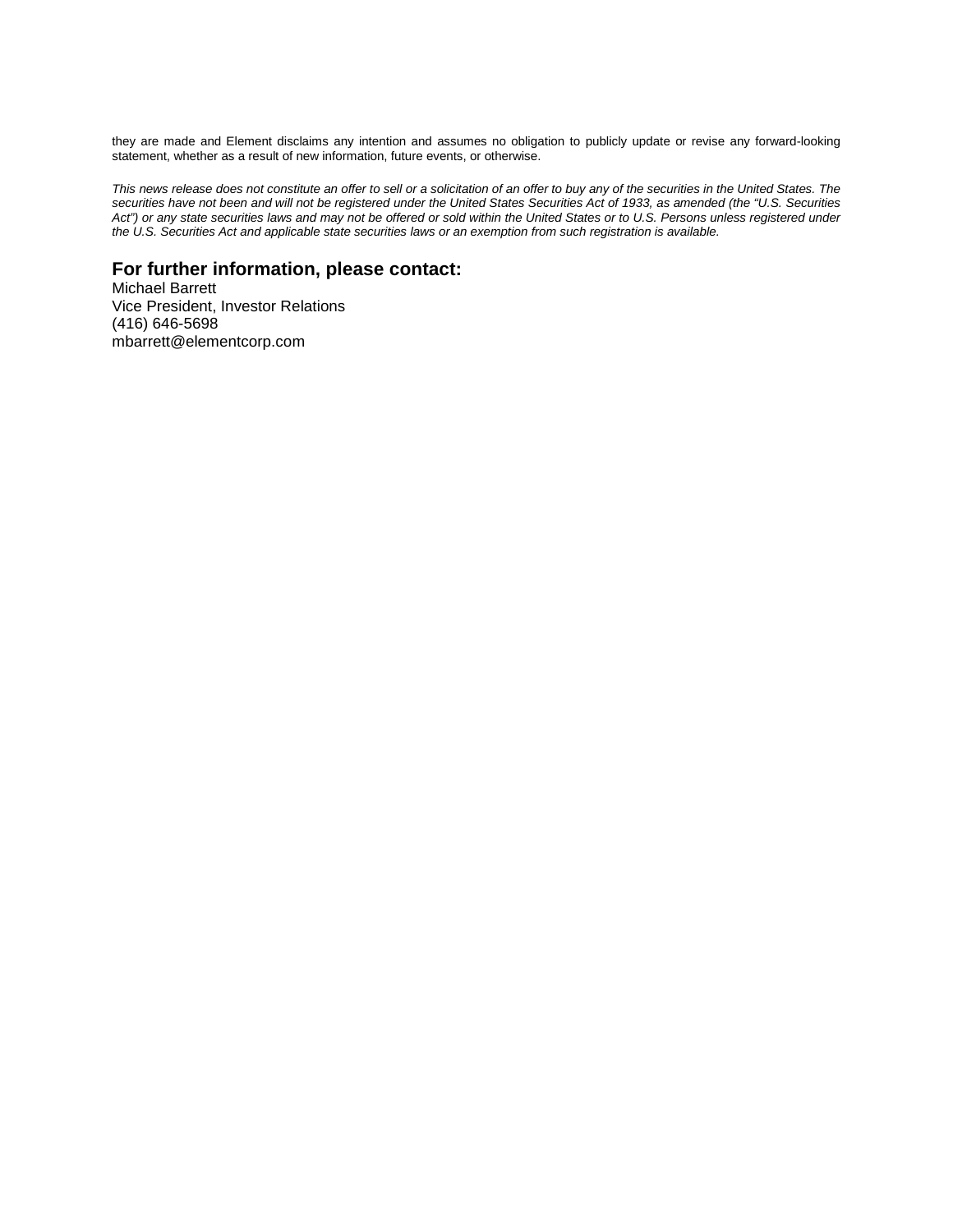they are made and Element disclaims any intention and assumes no obligation to publicly update or revise any forward-looking statement, whether as a result of new information, future events, or otherwise.

*This news release does not constitute an offer to sell or a solicitation of an offer to buy any of the securities in the United States. The securities have not been and will not be registered under the United States Securities Act of 1933, as amended (the "U.S. Securities Act") or any state securities laws and may not be offered or sold within the United States or to U.S. Persons unless registered under the U.S. Securities Act and applicable state securities laws or an exemption from such registration is available.*

## For further information, please contact:

Michael Barrett
Vice President, Investor Relations
(416) 646-5698
mbarrett@elementcorp.com